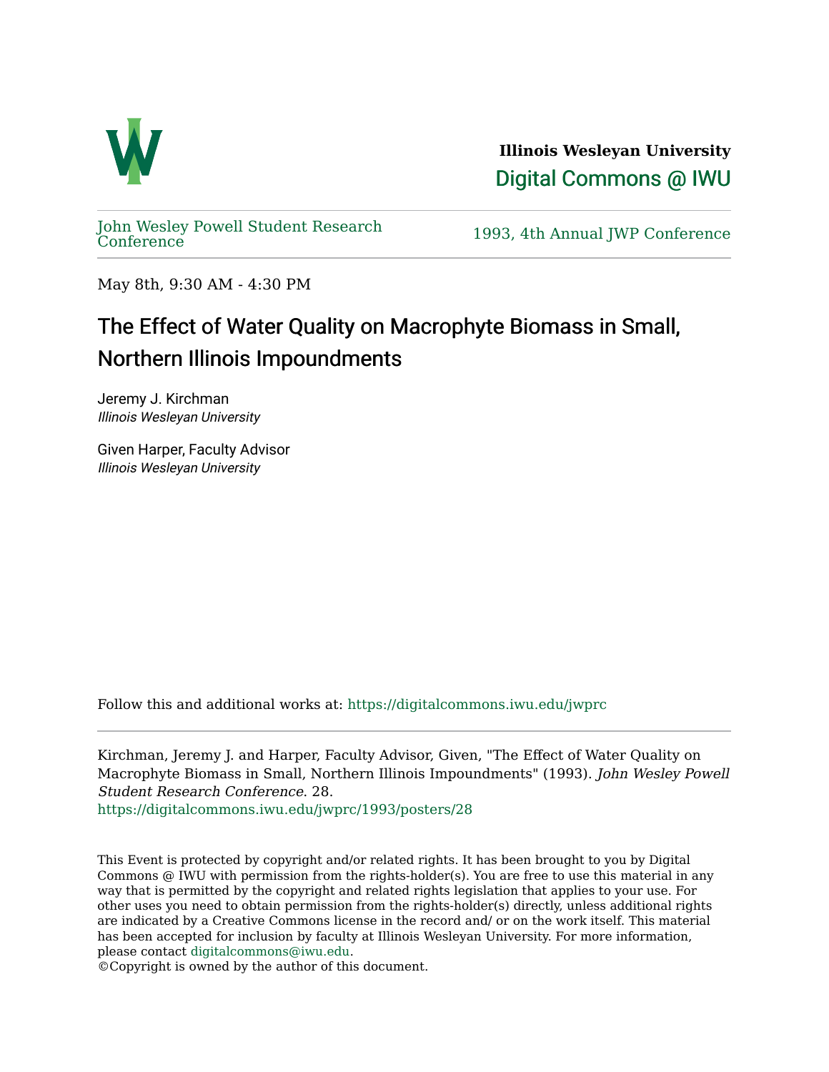**Illinois Wesleyan University**

Digital Commons @ IWU

John Wesley Powell Student Research Conference

1993, 4th Annual JWP Conference

May 8th, 9:30 AM - 4:30 PM

# The Effect of Water Quality on Macrophyte Biomass in Small, Northern Illinois Impoundments

Jeremy J. Kirchman
*Illinois Wesleyan University*

Given Harper, Faculty Advisor
*Illinois Wesleyan University*

Follow this and additional works at: https://digitalcommons.iwu.edu/jwprc

Kirchman, Jeremy J. and Harper, Faculty Advisor, Given, "The Effect of Water Quality on Macrophyte Biomass in Small, Northern Illinois Impoundments" (1993). *John Wesley Powell Student Research Conference*. 28.
https://digitalcommons.iwu.edu/jwprc/1993/posters/28

This Event is protected by copyright and/or related rights. It has been brought to you by Digital Commons @ IWU with permission from the rights-holder(s). You are free to use this material in any way that is permitted by the copyright and related rights legislation that applies to your use. For other uses you need to obtain permission from the rights-holder(s) directly, unless additional rights are indicated by a Creative Commons license in the record and/ or on the work itself. This material has been accepted for inclusion by faculty at Illinois Wesleyan University. For more information, please contact digitalcommons@iwu.edu.
©Copyright is owned by the author of this document.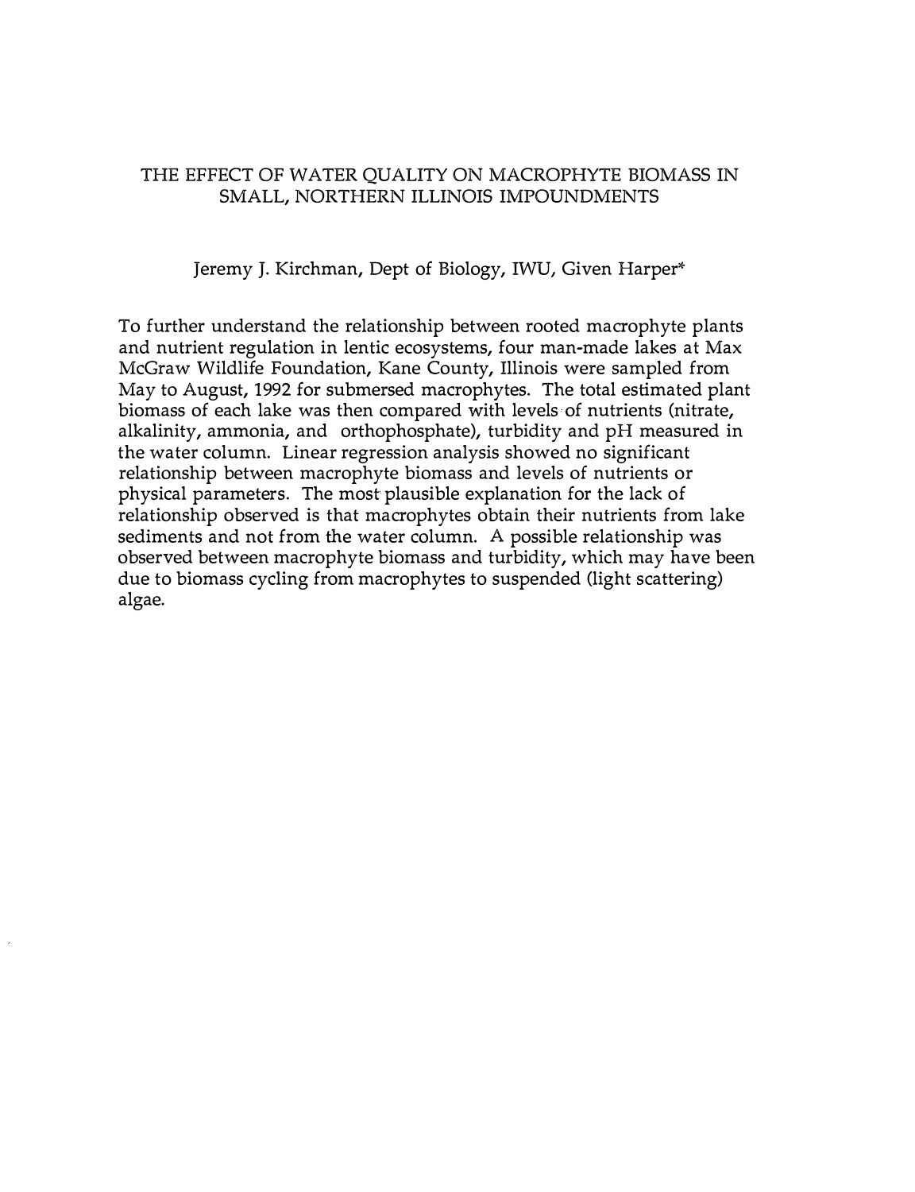# THE EFFECT OF WATER QUALITY ON MACROPHYTE BIOMASS IN SMALL, NORTHERN ILLINOIS IMPOUNDMENTS

Jeremy J. Kirchman, Dept of Biology, IWU, Given Harper*

To further understand the relationship between rooted macrophyte plants and nutrient regulation in lentic ecosystems, four man-made lakes at Max McGraw Wildlife Foundation, Kane County, Illinois were sampled from May to August, 1992 for submersed macrophytes. The total estimated plant biomass of each lake was then compared with levels of nutrients (nitrate, alkalinity, ammonia, and orthophosphate), turbidity and pH measured in the water column. Linear regression analysis showed no significant relationship between macrophyte biomass and levels of nutrients or physical parameters. The most plausible explanation for the lack of relationship observed is that macrophytes obtain their nutrients from lake sediments and not from the water column. A possible relationship was observed between macrophyte biomass and turbidity, which may have been due to biomass cycling from macrophytes to suspended (light scattering) algae.